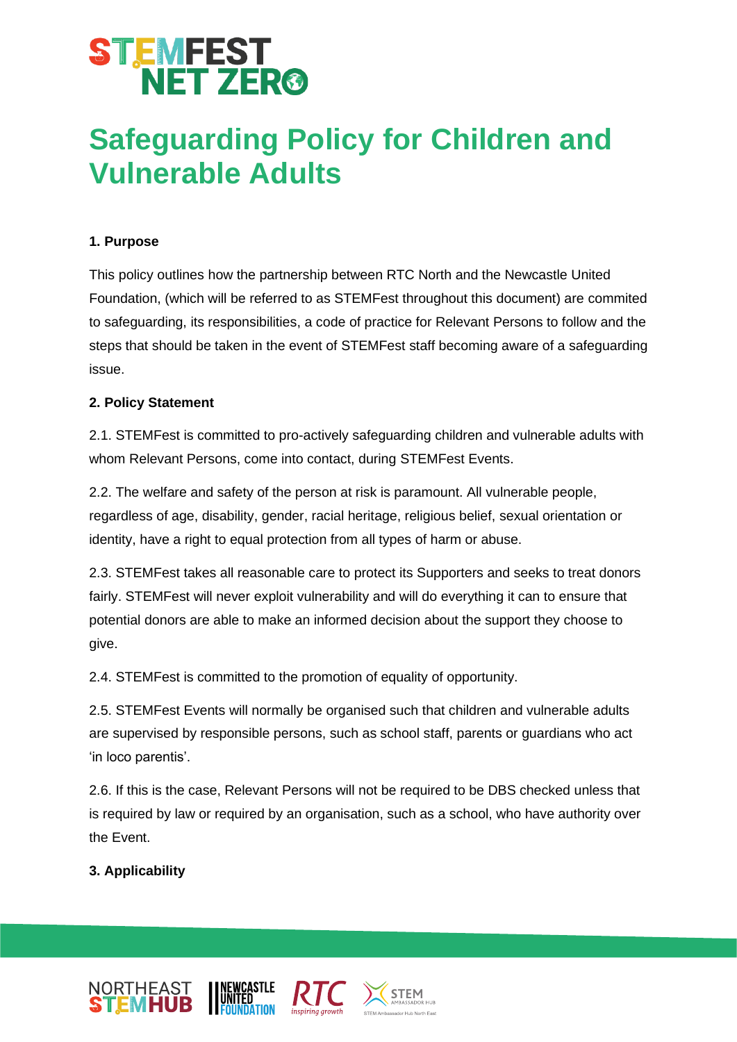# Safeguarding Policy for Children and Vulnerable Adults

**1. Purpose**

This policy outlines how the partnership between RTC North and the Newcastle United Foundation, (which will be referred to as STEMFest throughout this document) are commited to safeguarding, its responsibilities, a code of practice for Relevant Persons to follow and the steps that should be taken in the event of STEMFest staff becoming aware of a safeguarding issue.

**2. Policy Statement**

2.1. STEMFest is committed to pro-actively safeguarding children and vulnerable adults with whom Relevant Persons, come into contact, during STEMFest Events.

2.2. The welfare and safety of the person at risk is paramount. All vulnerable people, regardless of age, disability, gender, racial heritage, religious belief, sexual orientation or identity, have a right to equal protection from all types of harm or abuse.

2.3. STEMFest takes all reasonable care to protect its Supporters and seeks to treat donors fairly. STEMFest will never exploit vulnerability and will do everything it can to ensure that potential donors are able to make an informed decision about the support they choose to give.

2.4. STEMFest is committed to the promotion of equality of opportunity.

2.5. STEMFest Events will normally be organised such that children and vulnerable adults are supervised by responsible persons, such as school staff, parents or guardians who act 'in loco parentis'.

2.6. If this is the case, Relevant Persons will not be required to be DBS checked unless that is required by law or required by an organisation, such as a school, who have authority over the Event.

**3. Applicability**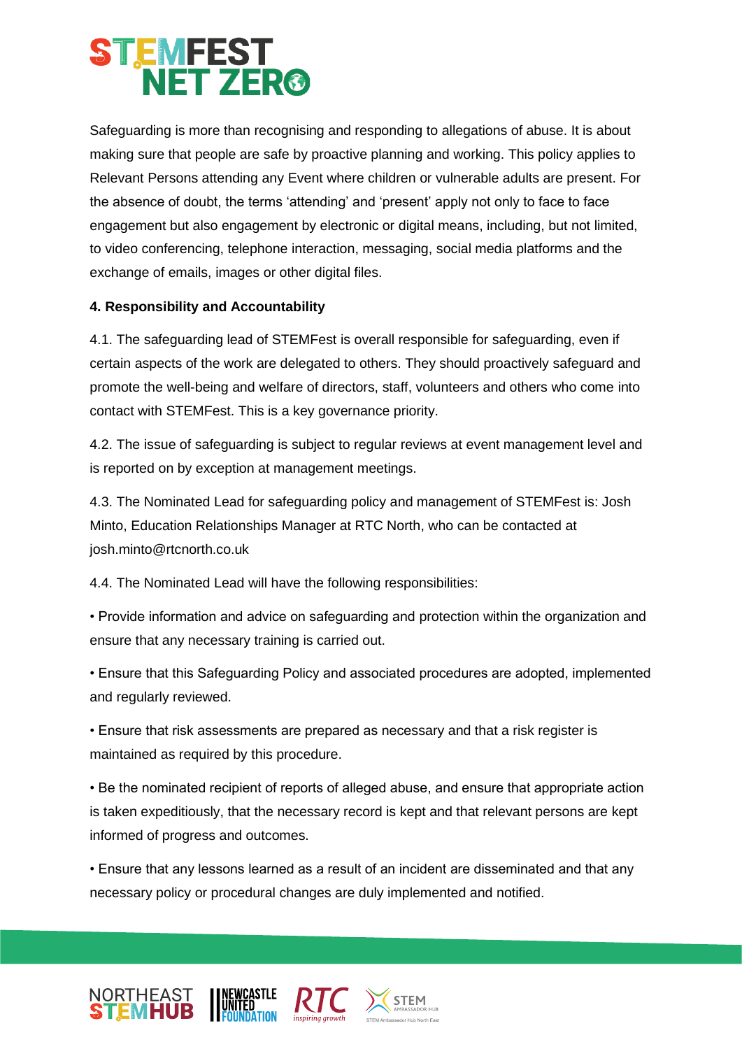Safeguarding is more than recognising and responding to allegations of abuse. It is about making sure that people are safe by proactive planning and working. This policy applies to Relevant Persons attending any Event where children or vulnerable adults are present. For the absence of doubt, the terms 'attending' and 'present' apply not only to face to face engagement but also engagement by electronic or digital means, including, but not limited, to video conferencing, telephone interaction, messaging, social media platforms and the exchange of emails, images or other digital files.

**4. Responsibility and Accountability**

4.1. The safeguarding lead of STEMFest is overall responsible for safeguarding, even if certain aspects of the work are delegated to others. They should proactively safeguard and promote the well-being and welfare of directors, staff, volunteers and others who come into contact with STEMFest. This is a key governance priority.

4.2. The issue of safeguarding is subject to regular reviews at event management level and is reported on by exception at management meetings.

4.3. The Nominated Lead for safeguarding policy and management of STEMFest is: Josh Minto, Education Relationships Manager at RTC North, who can be contacted at josh.minto@rtcnorth.co.uk

4.4. The Nominated Lead will have the following responsibilities:

- Provide information and advice on safeguarding and protection within the organization and ensure that any necessary training is carried out.
- Ensure that this Safeguarding Policy and associated procedures are adopted, implemented and regularly reviewed.
- Ensure that risk assessments are prepared as necessary and that a risk register is maintained as required by this procedure.
- Be the nominated recipient of reports of alleged abuse, and ensure that appropriate action is taken expeditiously, that the necessary record is kept and that relevant persons are kept informed of progress and outcomes.
- Ensure that any lessons learned as a result of an incident are disseminated and that any necessary policy or procedural changes are duly implemented and notified.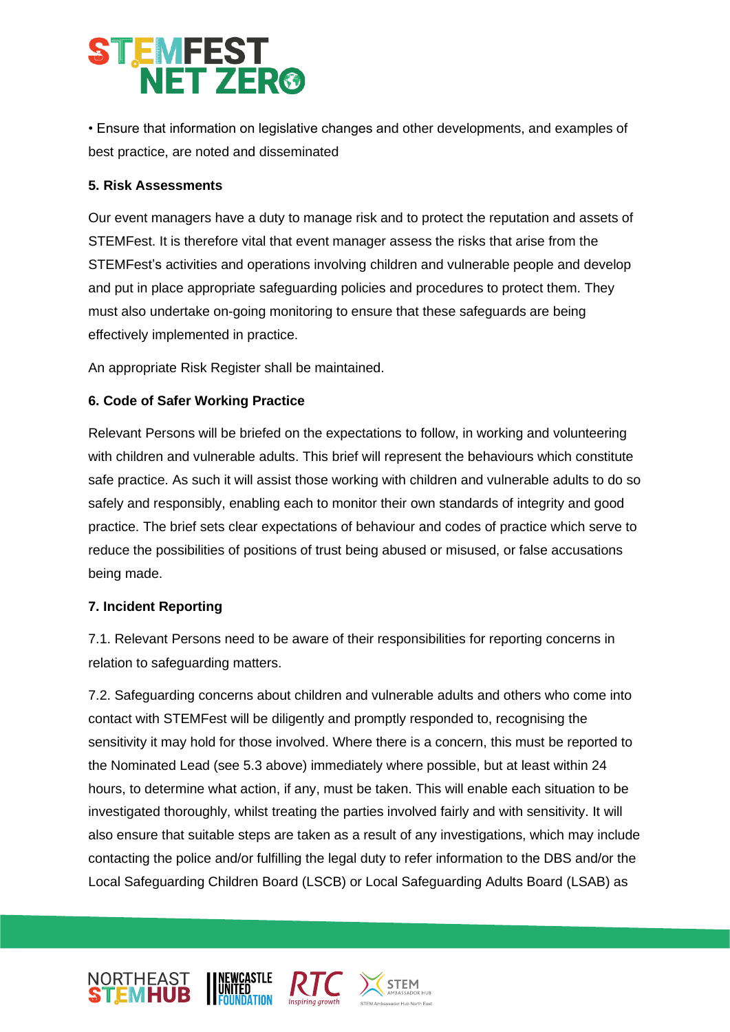• Ensure that information on legislative changes and other developments, and examples of best practice, are noted and disseminated

**5. Risk Assessments**

Our event managers have a duty to manage risk and to protect the reputation and assets of STEMFest. It is therefore vital that event manager assess the risks that arise from the STEMFest's activities and operations involving children and vulnerable people and develop and put in place appropriate safeguarding policies and procedures to protect them. They must also undertake on-going monitoring to ensure that these safeguards are being effectively implemented in practice.

An appropriate Risk Register shall be maintained.

**6. Code of Safer Working Practice**

Relevant Persons will be briefed on the expectations to follow, in working and volunteering with children and vulnerable adults. This brief will represent the behaviours which constitute safe practice. As such it will assist those working with children and vulnerable adults to do so safely and responsibly, enabling each to monitor their own standards of integrity and good practice. The brief sets clear expectations of behaviour and codes of practice which serve to reduce the possibilities of positions of trust being abused or misused, or false accusations being made.

**7. Incident Reporting**

7.1. Relevant Persons need to be aware of their responsibilities for reporting concerns in relation to safeguarding matters.

7.2. Safeguarding concerns about children and vulnerable adults and others who come into contact with STEMFest will be diligently and promptly responded to, recognising the sensitivity it may hold for those involved. Where there is a concern, this must be reported to the Nominated Lead (see 5.3 above) immediately where possible, but at least within 24 hours, to determine what action, if any, must be taken. This will enable each situation to be investigated thoroughly, whilst treating the parties involved fairly and with sensitivity. It will also ensure that suitable steps are taken as a result of any investigations, which may include contacting the police and/or fulfilling the legal duty to refer information to the DBS and/or the Local Safeguarding Children Board (LSCB) or Local Safeguarding Adults Board (LSAB) as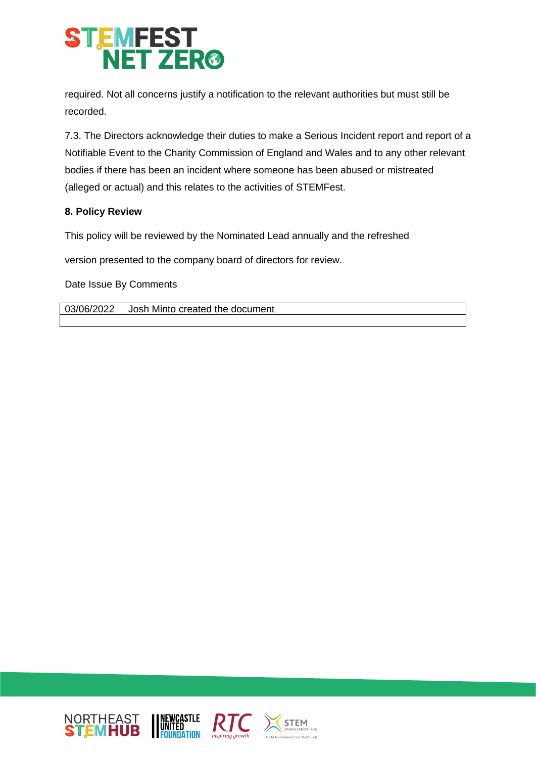required. Not all concerns justify a notification to the relevant authorities but must still be recorded.

7.3. The Directors acknowledge their duties to make a Serious Incident report and report of a Notifiable Event to the Charity Commission of England and Wales and to any other relevant bodies if there has been an incident where someone has been abused or mistreated (alleged or actual) and this relates to the activities of STEMFest.

**8. Policy Review**

This policy will be reviewed by the Nominated Lead annually and the refreshed

version presented to the company board of directors for review.

Date Issue By Comments

| | |
|---|---|
| 03/06/2022 | Josh Minto created the document |
| | |